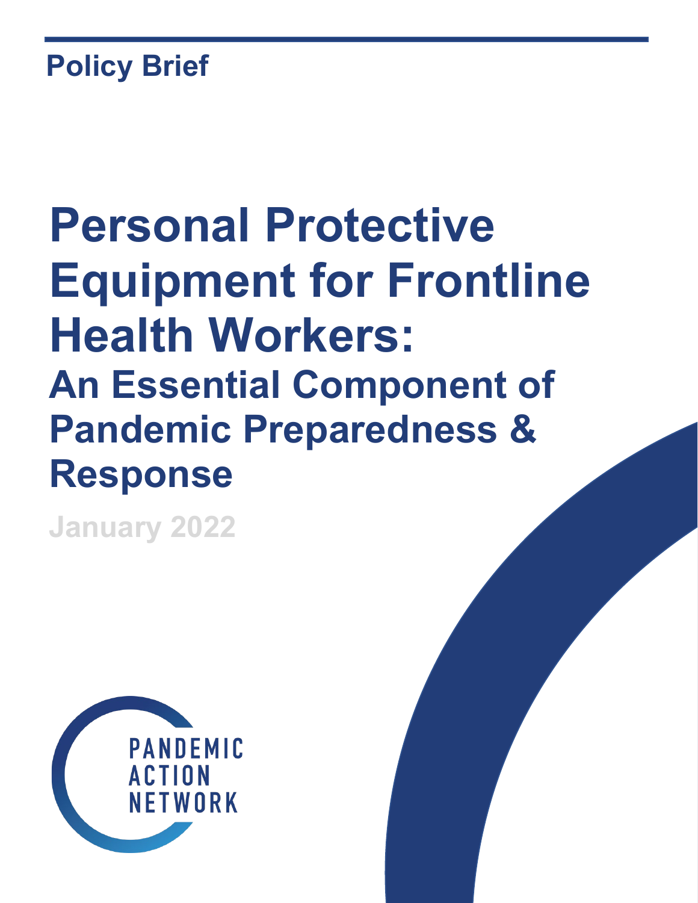Policy Brief

# Personal Protective Equipment for Frontline Health Workers:

## An Essential Component of Pandemic Preparedness & Response

January 2022

PANDEMIC ACTION NETWORK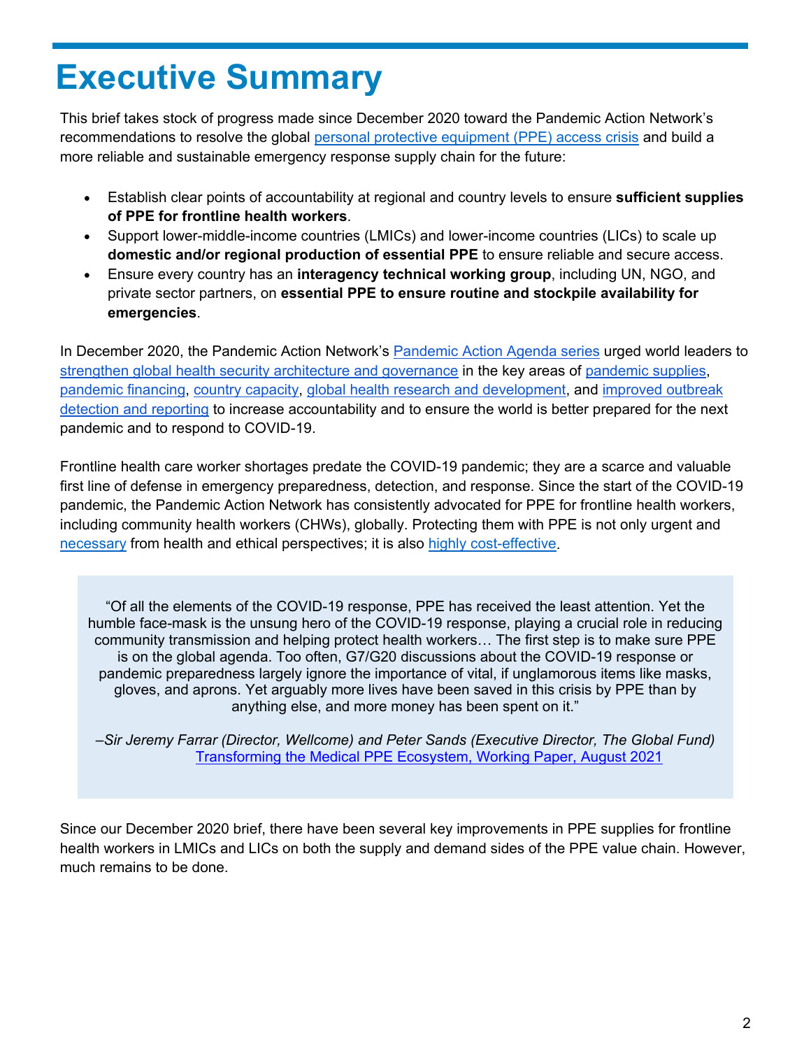# Executive Summary

This brief takes stock of progress made since December 2020 toward the Pandemic Action Network's recommendations to resolve the global personal protective equipment (PPE) access crisis and build a more reliable and sustainable emergency response supply chain for the future:

- Establish clear points of accountability at regional and country levels to ensure **sufficient supplies of PPE for frontline health workers**.
- Support lower-middle-income countries (LMICs) and lower-income countries (LICs) to scale up **domestic and/or regional production of essential PPE** to ensure reliable and secure access.
- Ensure every country has an **interagency technical working group**, including UN, NGO, and private sector partners, on **essential PPE to ensure routine and stockpile availability for emergencies**.

In December 2020, the Pandemic Action Network's Pandemic Action Agenda series urged world leaders to strengthen global health security architecture and governance in the key areas of pandemic supplies, pandemic financing, country capacity, global health research and development, and improved outbreak detection and reporting to increase accountability and to ensure the world is better prepared for the next pandemic and to respond to COVID-19.

Frontline health care worker shortages predate the COVID-19 pandemic; they are a scarce and valuable first line of defense in emergency preparedness, detection, and response. Since the start of the COVID-19 pandemic, the Pandemic Action Network has consistently advocated for PPE for frontline health workers, including community health workers (CHWs), globally. Protecting them with PPE is not only urgent and necessary from health and ethical perspectives; it is also highly cost-effective.

> "Of all the elements of the COVID-19 response, PPE has received the least attention. Yet the humble face-mask is the unsung hero of the COVID-19 response, playing a crucial role in reducing community transmission and helping protect health workers… The first step is to make sure PPE is on the global agenda. Too often, G7/G20 discussions about the COVID-19 response or pandemic preparedness largely ignore the importance of vital, if unglamorous items like masks, gloves, and aprons. Yet arguably more lives have been saved in this crisis by PPE than by anything else, and more money has been spent on it."
>
> *–Sir Jeremy Farrar (Director, Wellcome) and Peter Sands (Executive Director, The Global Fund)*
> Transforming the Medical PPE Ecosystem, Working Paper, August 2021

Since our December 2020 brief, there have been several key improvements in PPE supplies for frontline health workers in LMICs and LICs on both the supply and demand sides of the PPE value chain. However, much remains to be done.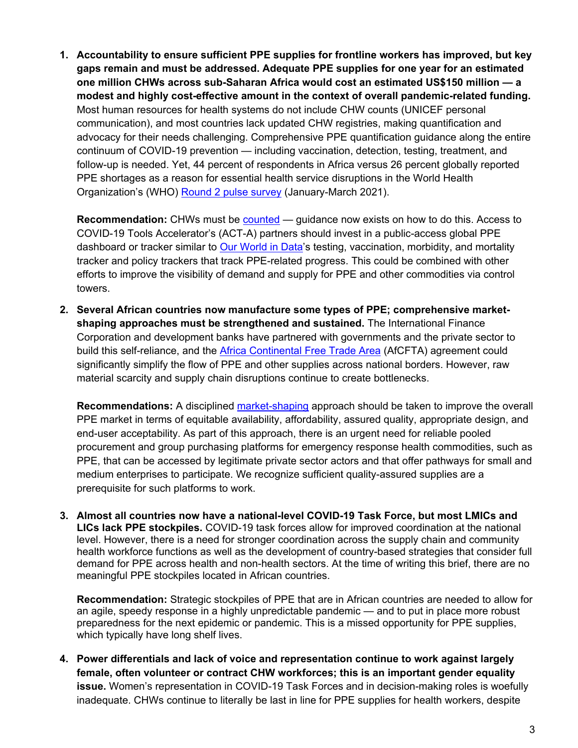1. **Accountability to ensure sufficient PPE supplies for frontline workers has improved, but key gaps remain and must be addressed. Adequate PPE supplies for one year for an estimated one million CHWs across sub-Saharan Africa would cost an estimated US$150 million — a modest and highly cost-effective amount in the context of overall pandemic-related funding.** Most human resources for health systems do not include CHW counts (UNICEF personal communication), and most countries lack updated CHW registries, making quantification and advocacy for their needs challenging. Comprehensive PPE quantification guidance along the entire continuum of COVID-19 prevention — including vaccination, detection, testing, treatment, and follow-up is needed. Yet, 44 percent of respondents in Africa versus 26 percent globally reported PPE shortages as a reason for essential health service disruptions in the World Health Organization's (WHO) Round 2 pulse survey (January-March 2021).

   **Recommendation:** CHWs must be counted — guidance now exists on how to do this. Access to COVID-19 Tools Accelerator's (ACT-A) partners should invest in a public-access global PPE dashboard or tracker similar to Our World in Data's testing, vaccination, morbidity, and mortality tracker and policy trackers that track PPE-related progress. This could be combined with other efforts to improve the visibility of demand and supply for PPE and other commodities via control towers.

2. **Several African countries now manufacture some types of PPE; comprehensive market-shaping approaches must be strengthened and sustained.** The International Finance Corporation and development banks have partnered with governments and the private sector to build this self-reliance, and the Africa Continental Free Trade Area (AfCFTA) agreement could significantly simplify the flow of PPE and other supplies across national borders. However, raw material scarcity and supply chain disruptions continue to create bottlenecks.

   **Recommendations:** A disciplined market-shaping approach should be taken to improve the overall PPE market in terms of equitable availability, affordability, assured quality, appropriate design, and end-user acceptability. As part of this approach, there is an urgent need for reliable pooled procurement and group purchasing platforms for emergency response health commodities, such as PPE, that can be accessed by legitimate private sector actors and that offer pathways for small and medium enterprises to participate. We recognize sufficient quality-assured supplies are a prerequisite for such platforms to work.

3. **Almost all countries now have a national-level COVID-19 Task Force, but most LMICs and LICs lack PPE stockpiles.** COVID-19 task forces allow for improved coordination at the national level. However, there is a need for stronger coordination across the supply chain and community health workforce functions as well as the development of country-based strategies that consider full demand for PPE across health and non-health sectors. At the time of writing this brief, there are no meaningful PPE stockpiles located in African countries.

   **Recommendation:** Strategic stockpiles of PPE that are in African countries are needed to allow for an agile, speedy response in a highly unpredictable pandemic — and to put in place more robust preparedness for the next epidemic or pandemic. This is a missed opportunity for PPE supplies, which typically have long shelf lives.

4. **Power differentials and lack of voice and representation continue to work against largely female, often volunteer or contract CHW workforces; this is an important gender equality issue.** Women's representation in COVID-19 Task Forces and in decision-making roles is woefully inadequate. CHWs continue to literally be last in line for PPE supplies for health workers, despite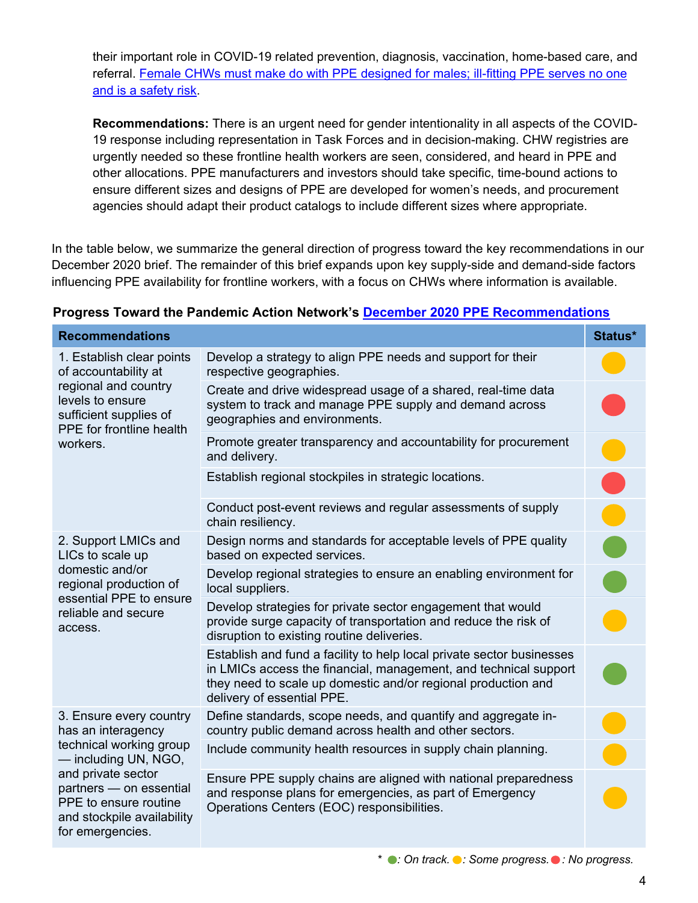their important role in COVID-19 related prevention, diagnosis, vaccination, home-based care, and referral. Female CHWs must make do with PPE designed for males; ill-fitting PPE serves no one and is a safety risk.

**Recommendations:** There is an urgent need for gender intentionality in all aspects of the COVID-19 response including representation in Task Forces and in decision-making. CHW registries are urgently needed so these frontline health workers are seen, considered, and heard in PPE and other allocations. PPE manufacturers and investors should take specific, time-bound actions to ensure different sizes and designs of PPE are developed for women's needs, and procurement agencies should adapt their product catalogs to include different sizes where appropriate.

In the table below, we summarize the general direction of progress toward the key recommendations in our December 2020 brief. The remainder of this brief expands upon key supply-side and demand-side factors influencing PPE availability for frontline workers, with a focus on CHWs where information is available.

**Progress Toward the Pandemic Action Network's December 2020 PPE Recommendations**

| Recommendations | | Status* |
|---|---|---|
| 1. Establish clear points of accountability at regional and country levels to ensure sufficient supplies of PPE for frontline health workers. | Develop a strategy to align PPE needs and support for their respective geographies. | 🟡 |
| | Create and drive widespread usage of a shared, real-time data system to track and manage PPE supply and demand across geographies and environments. | 🔴 |
| | Promote greater transparency and accountability for procurement and delivery. | 🟡 |
| | Establish regional stockpiles in strategic locations. | 🔴 |
| | Conduct post-event reviews and regular assessments of supply chain resiliency. | 🟡 |
| 2. Support LMICs and LICs to scale up domestic and/or regional production of essential PPE to ensure reliable and secure access. | Design norms and standards for acceptable levels of PPE quality based on expected services. | 🟢 |
| | Develop regional strategies to ensure an enabling environment for local suppliers. | 🟢 |
| | Develop strategies for private sector engagement that would provide surge capacity of transportation and reduce the risk of disruption to existing routine deliveries. | 🟡 |
| | Establish and fund a facility to help local private sector businesses in LMICs access the financial, management, and technical support they need to scale up domestic and/or regional production and delivery of essential PPE. | 🟢 |
| 3. Ensure every country has an interagency technical working group — including UN, NGO, and private sector partners — on essential PPE to ensure routine and stockpile availability for emergencies. | Define standards, scope needs, and quantify and aggregate in-country public demand across health and other sectors. | 🟡 |
| | Include community health resources in supply chain planning. | 🟡 |
| | Ensure PPE supply chains are aligned with national preparedness and response plans for emergencies, as part of Emergency Operations Centers (EOC) responsibilities. | 🟡 |

\* 🟢: *On track.* 🟡: *Some progress.* 🔴: *No progress.*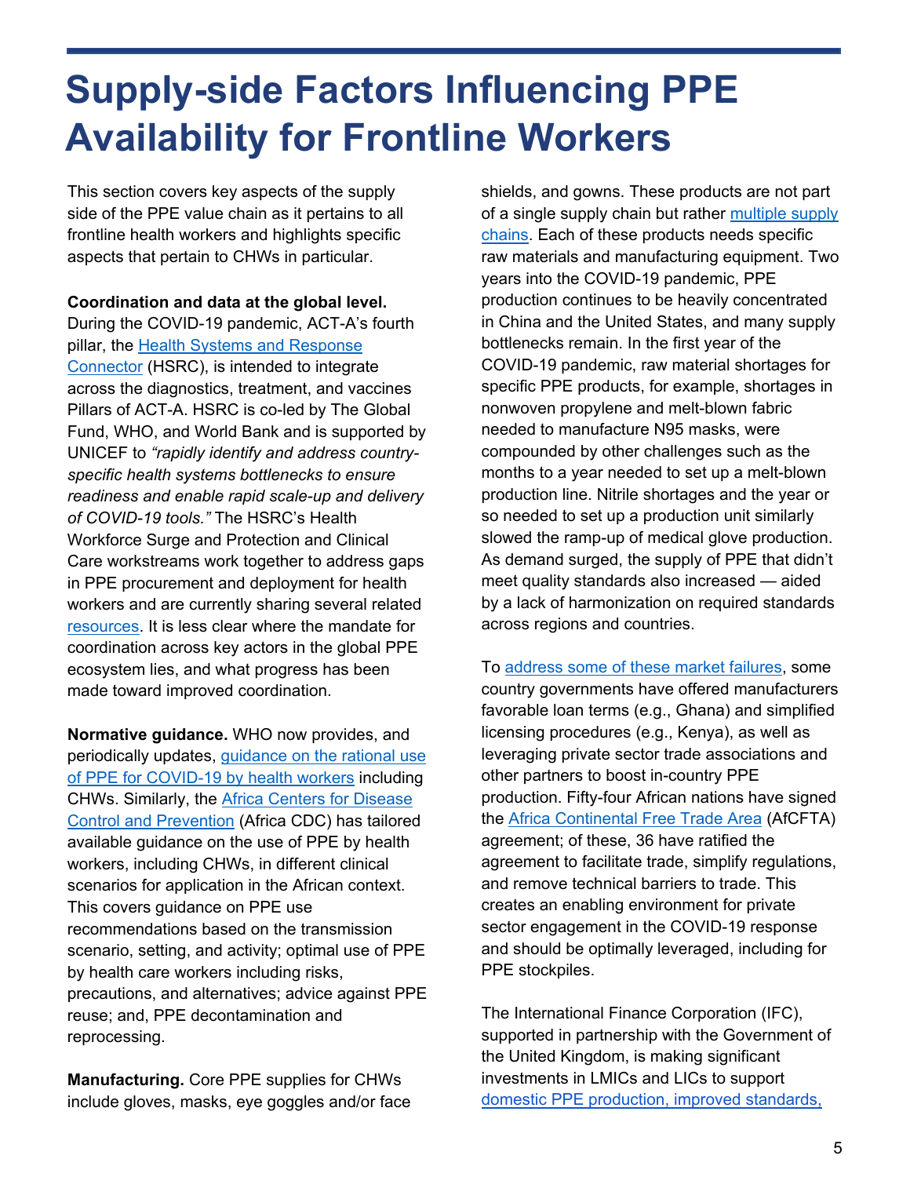# Supply-side Factors Influencing PPE Availability for Frontline Workers

This section covers key aspects of the supply side of the PPE value chain as it pertains to all frontline health workers and highlights specific aspects that pertain to CHWs in particular.

**Coordination and data at the global level.** During the COVID-19 pandemic, ACT-A's fourth pillar, the Health Systems and Response Connector (HSRC), is intended to integrate across the diagnostics, treatment, and vaccines Pillars of ACT-A. HSRC is co-led by The Global Fund, WHO, and World Bank and is supported by UNICEF to *"rapidly identify and address country-specific health systems bottlenecks to ensure readiness and enable rapid scale-up and delivery of COVID-19 tools."* The HSRC's Health Workforce Surge and Protection and Clinical Care workstreams work together to address gaps in PPE procurement and deployment for health workers and are currently sharing several related resources. It is less clear where the mandate for coordination across key actors in the global PPE ecosystem lies, and what progress has been made toward improved coordination.

**Normative guidance.** WHO now provides, and periodically updates, guidance on the rational use of PPE for COVID-19 by health workers including CHWs. Similarly, the Africa Centers for Disease Control and Prevention (Africa CDC) has tailored available guidance on the use of PPE by health workers, including CHWs, in different clinical scenarios for application in the African context. This covers guidance on PPE use recommendations based on the transmission scenario, setting, and activity; optimal use of PPE by health care workers including risks, precautions, and alternatives; advice against PPE reuse; and, PPE decontamination and reprocessing.

**Manufacturing.** Core PPE supplies for CHWs include gloves, masks, eye goggles and/or face shields, and gowns. These products are not part of a single supply chain but rather multiple supply chains. Each of these products needs specific raw materials and manufacturing equipment. Two years into the COVID-19 pandemic, PPE production continues to be heavily concentrated in China and the United States, and many supply bottlenecks remain. In the first year of the COVID-19 pandemic, raw material shortages for specific PPE products, for example, shortages in nonwoven propylene and melt-blown fabric needed to manufacture N95 masks, were compounded by other challenges such as the months to a year needed to set up a melt-blown production line. Nitrile shortages and the year or so needed to set up a production unit similarly slowed the ramp-up of medical glove production. As demand surged, the supply of PPE that didn't meet quality standards also increased — aided by a lack of harmonization on required standards across regions and countries.

To address some of these market failures, some country governments have offered manufacturers favorable loan terms (e.g., Ghana) and simplified licensing procedures (e.g., Kenya), as well as leveraging private sector trade associations and other partners to boost in-country PPE production. Fifty-four African nations have signed the Africa Continental Free Trade Area (AfCFTA) agreement; of these, 36 have ratified the agreement to facilitate trade, simplify regulations, and remove technical barriers to trade. This creates an enabling environment for private sector engagement in the COVID-19 response and should be optimally leveraged, including for PPE stockpiles.

The International Finance Corporation (IFC), supported in partnership with the Government of the United Kingdom, is making significant investments in LMICs and LICs to support domestic PPE production, improved standards,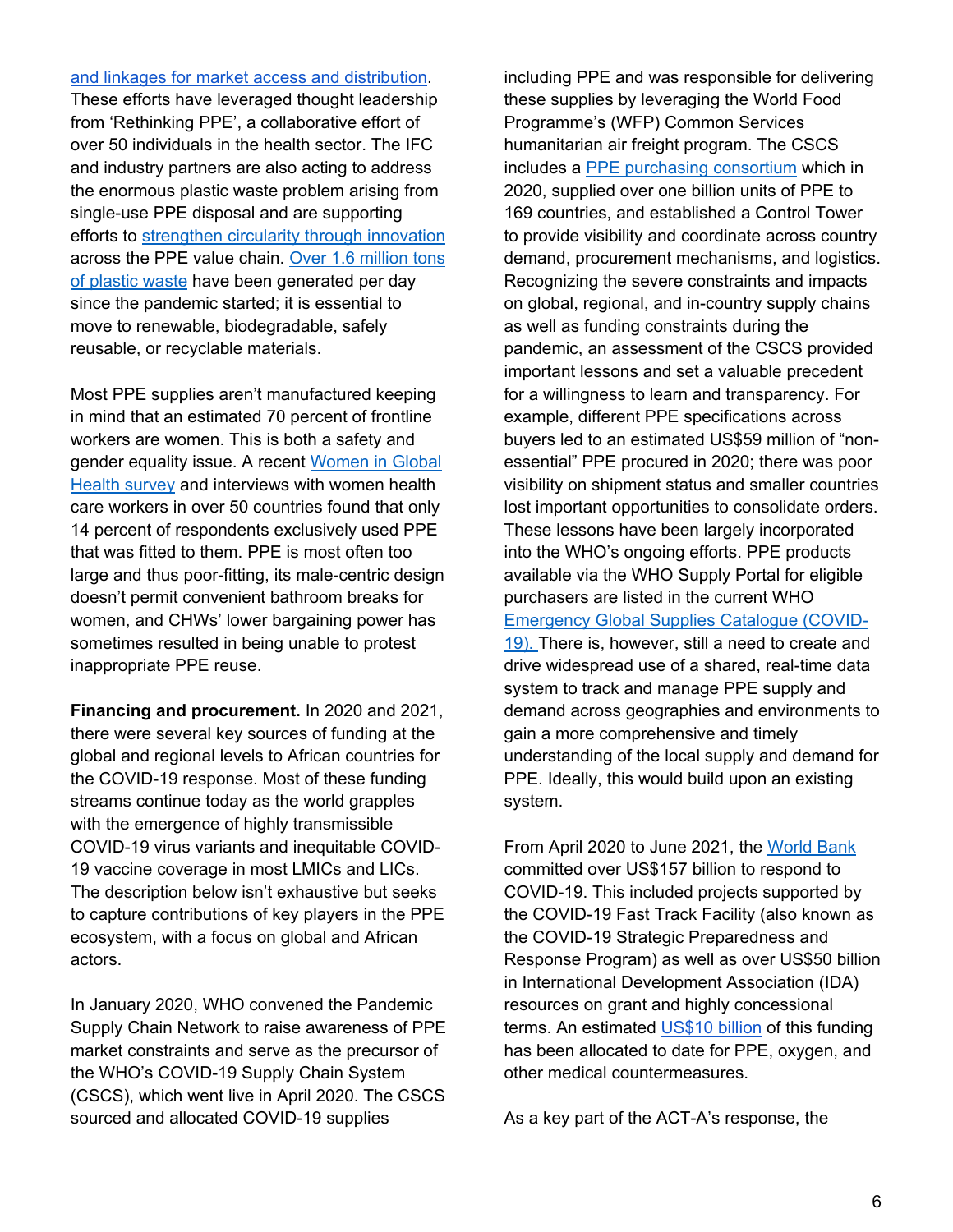and linkages for market access and distribution. These efforts have leveraged thought leadership from 'Rethinking PPE', a collaborative effort of over 50 individuals in the health sector. The IFC and industry partners are also acting to address the enormous plastic waste problem arising from single-use PPE disposal and are supporting efforts to strengthen circularity through innovation across the PPE value chain. Over 1.6 million tons of plastic waste have been generated per day since the pandemic started; it is essential to move to renewable, biodegradable, safely reusable, or recyclable materials.

Most PPE supplies aren't manufactured keeping in mind that an estimated 70 percent of frontline workers are women. This is both a safety and gender equality issue. A recent Women in Global Health survey and interviews with women health care workers in over 50 countries found that only 14 percent of respondents exclusively used PPE that was fitted to them. PPE is most often too large and thus poor-fitting, its male-centric design doesn't permit convenient bathroom breaks for women, and CHWs' lower bargaining power has sometimes resulted in being unable to protest inappropriate PPE reuse.

**Financing and procurement.** In 2020 and 2021, there were several key sources of funding at the global and regional levels to African countries for the COVID-19 response. Most of these funding streams continue today as the world grapples with the emergence of highly transmissible COVID-19 virus variants and inequitable COVID-19 vaccine coverage in most LMICs and LICs. The description below isn't exhaustive but seeks to capture contributions of key players in the PPE ecosystem, with a focus on global and African actors.

In January 2020, WHO convened the Pandemic Supply Chain Network to raise awareness of PPE market constraints and serve as the precursor of the WHO's COVID-19 Supply Chain System (CSCS), which went live in April 2020. The CSCS sourced and allocated COVID-19 supplies including PPE and was responsible for delivering these supplies by leveraging the World Food Programme's (WFP) Common Services humanitarian air freight program. The CSCS includes a PPE purchasing consortium which in 2020, supplied over one billion units of PPE to 169 countries, and established a Control Tower to provide visibility and coordinate across country demand, procurement mechanisms, and logistics. Recognizing the severe constraints and impacts on global, regional, and in-country supply chains as well as funding constraints during the pandemic, an assessment of the CSCS provided important lessons and set a valuable precedent for a willingness to learn and transparency. For example, different PPE specifications across buyers led to an estimated US$59 million of "non-essential" PPE procured in 2020; there was poor visibility on shipment status and smaller countries lost important opportunities to consolidate orders. These lessons have been largely incorporated into the WHO's ongoing efforts. PPE products available via the WHO Supply Portal for eligible purchasers are listed in the current WHO Emergency Global Supplies Catalogue (COVID-19). There is, however, still a need to create and drive widespread use of a shared, real-time data system to track and manage PPE supply and demand across geographies and environments to gain a more comprehensive and timely understanding of the local supply and demand for PPE. Ideally, this would build upon an existing system.

From April 2020 to June 2021, the World Bank committed over US$157 billion to respond to COVID-19. This included projects supported by the COVID-19 Fast Track Facility (also known as the COVID-19 Strategic Preparedness and Response Program) as well as over US$50 billion in International Development Association (IDA) resources on grant and highly concessional terms. An estimated US$10 billion of this funding has been allocated to date for PPE, oxygen, and other medical countermeasures.

As a key part of the ACT-A's response, the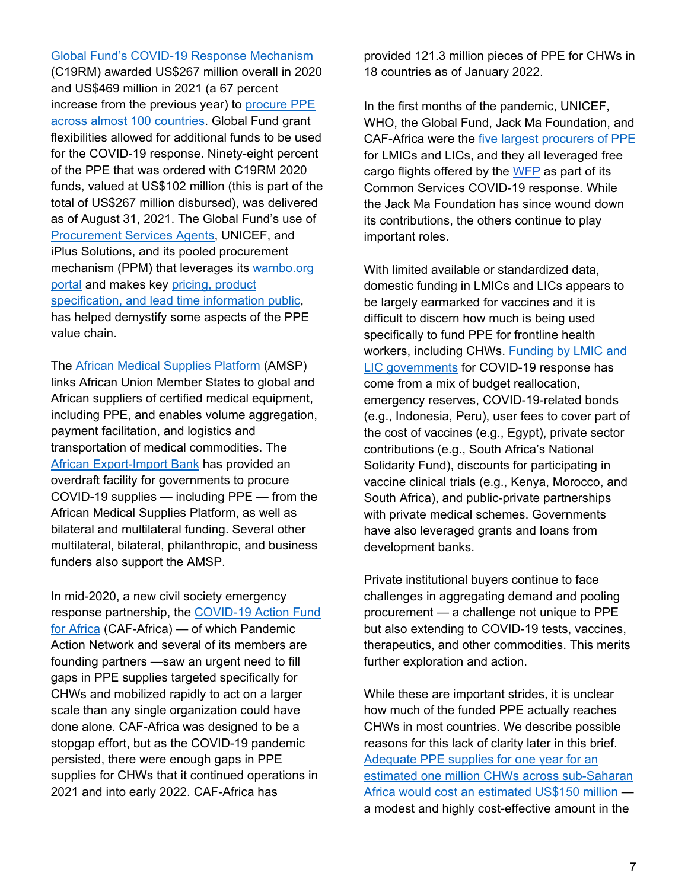Global Fund's COVID-19 Response Mechanism (C19RM) awarded US$267 million overall in 2020 and US$469 million in 2021 (a 67 percent increase from the previous year) to procure PPE across almost 100 countries. Global Fund grant flexibilities allowed for additional funds to be used for the COVID-19 response. Ninety-eight percent of the PPE that was ordered with C19RM 2020 funds, valued at US$102 million (this is part of the total of US$267 million disbursed), was delivered as of August 31, 2021. The Global Fund's use of Procurement Services Agents, UNICEF, and iPlus Solutions, and its pooled procurement mechanism (PPM) that leverages its wambo.org portal and makes key pricing, product specification, and lead time information public, has helped demystify some aspects of the PPE value chain.

The African Medical Supplies Platform (AMSP) links African Union Member States to global and African suppliers of certified medical equipment, including PPE, and enables volume aggregation, payment facilitation, and logistics and transportation of medical commodities. The African Export-Import Bank has provided an overdraft facility for governments to procure COVID-19 supplies — including PPE — from the African Medical Supplies Platform, as well as bilateral and multilateral funding. Several other multilateral, bilateral, philanthropic, and business funders also support the AMSP.

In mid-2020, a new civil society emergency response partnership, the COVID-19 Action Fund for Africa (CAF-Africa) — of which Pandemic Action Network and several of its members are founding partners —saw an urgent need to fill gaps in PPE supplies targeted specifically for CHWs and mobilized rapidly to act on a larger scale than any single organization could have done alone. CAF-Africa was designed to be a stopgap effort, but as the COVID-19 pandemic persisted, there were enough gaps in PPE supplies for CHWs that it continued operations in 2021 and into early 2022. CAF-Africa has provided 121.3 million pieces of PPE for CHWs in 18 countries as of January 2022.

In the first months of the pandemic, UNICEF, WHO, the Global Fund, Jack Ma Foundation, and CAF-Africa were the five largest procurers of PPE for LMICs and LICs, and they all leveraged free cargo flights offered by the WFP as part of its Common Services COVID-19 response. While the Jack Ma Foundation has since wound down its contributions, the others continue to play important roles.

With limited available or standardized data, domestic funding in LMICs and LICs appears to be largely earmarked for vaccines and it is difficult to discern how much is being used specifically to fund PPE for frontline health workers, including CHWs. Funding by LMIC and LIC governments for COVID-19 response has come from a mix of budget reallocation, emergency reserves, COVID-19-related bonds (e.g., Indonesia, Peru), user fees to cover part of the cost of vaccines (e.g., Egypt), private sector contributions (e.g., South Africa's National Solidarity Fund), discounts for participating in vaccine clinical trials (e.g., Kenya, Morocco, and South Africa), and public-private partnerships with private medical schemes. Governments have also leveraged grants and loans from development banks.

Private institutional buyers continue to face challenges in aggregating demand and pooling procurement — a challenge not unique to PPE but also extending to COVID-19 tests, vaccines, therapeutics, and other commodities. This merits further exploration and action.

While these are important strides, it is unclear how much of the funded PPE actually reaches CHWs in most countries. We describe possible reasons for this lack of clarity later in this brief. Adequate PPE supplies for one year for an estimated one million CHWs across sub-Saharan Africa would cost an estimated US$150 million — a modest and highly cost-effective amount in the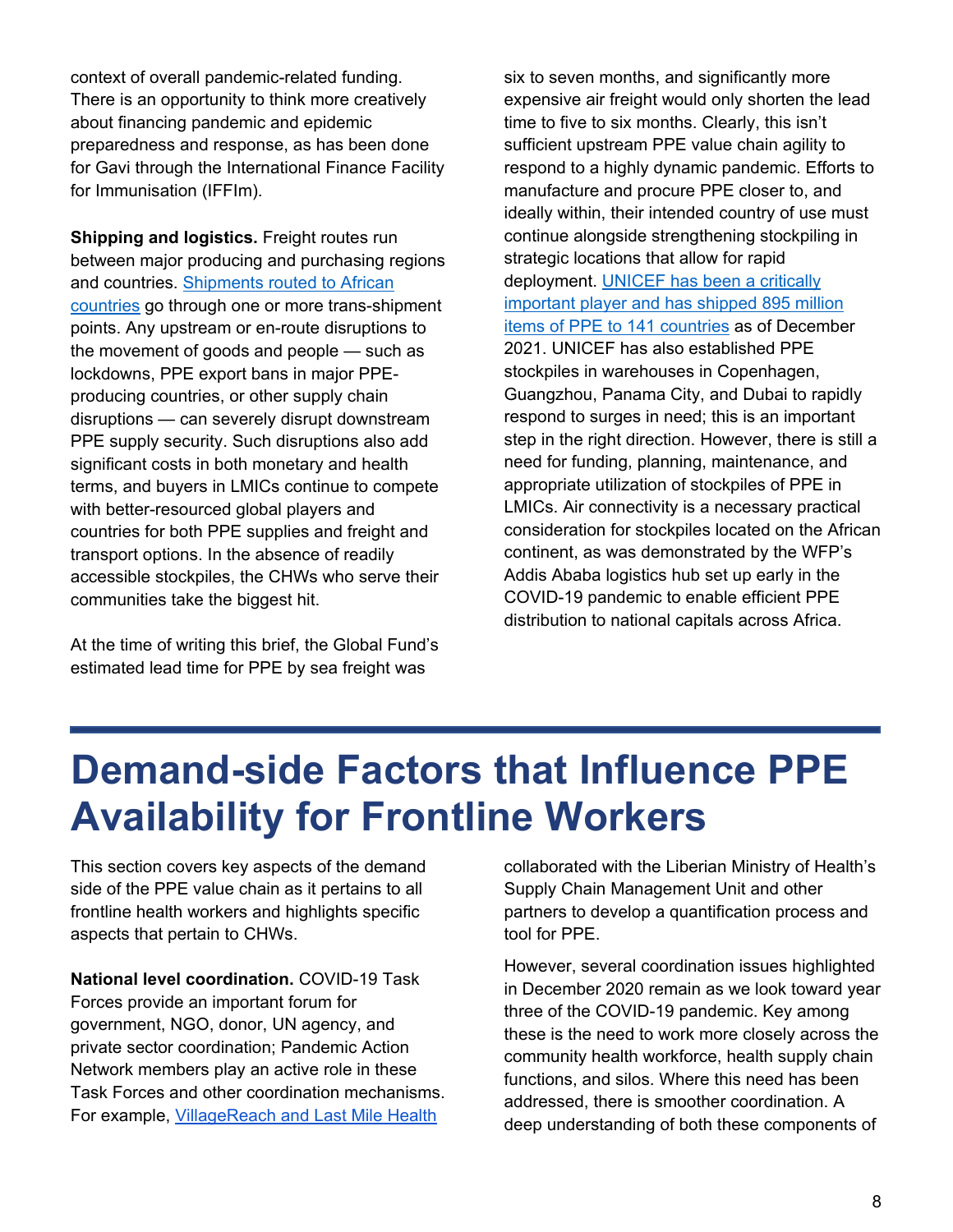context of overall pandemic-related funding. There is an opportunity to think more creatively about financing pandemic and epidemic preparedness and response, as has been done for Gavi through the International Finance Facility for Immunisation (IFFIm).

**Shipping and logistics.** Freight routes run between major producing and purchasing regions and countries. Shipments routed to African countries go through one or more trans-shipment points. Any upstream or en-route disruptions to the movement of goods and people — such as lockdowns, PPE export bans in major PPE-producing countries, or other supply chain disruptions — can severely disrupt downstream PPE supply security. Such disruptions also add significant costs in both monetary and health terms, and buyers in LMICs continue to compete with better-resourced global players and countries for both PPE supplies and freight and transport options. In the absence of readily accessible stockpiles, the CHWs who serve their communities take the biggest hit.

At the time of writing this brief, the Global Fund's estimated lead time for PPE by sea freight was six to seven months, and significantly more expensive air freight would only shorten the lead time to five to six months. Clearly, this isn't sufficient upstream PPE value chain agility to respond to a highly dynamic pandemic. Efforts to manufacture and procure PPE closer to, and ideally within, their intended country of use must continue alongside strengthening stockpiling in strategic locations that allow for rapid deployment. UNICEF has been a critically important player and has shipped 895 million items of PPE to 141 countries as of December 2021. UNICEF has also established PPE stockpiles in warehouses in Copenhagen, Guangzhou, Panama City, and Dubai to rapidly respond to surges in need; this is an important step in the right direction. However, there is still a need for funding, planning, maintenance, and appropriate utilization of stockpiles of PPE in LMICs. Air connectivity is a necessary practical consideration for stockpiles located on the African continent, as was demonstrated by the WFP's Addis Ababa logistics hub set up early in the COVID-19 pandemic to enable efficient PPE distribution to national capitals across Africa.

# Demand-side Factors that Influence PPE Availability for Frontline Workers

This section covers key aspects of the demand side of the PPE value chain as it pertains to all frontline health workers and highlights specific aspects that pertain to CHWs.

**National level coordination.** COVID-19 Task Forces provide an important forum for government, NGO, donor, UN agency, and private sector coordination; Pandemic Action Network members play an active role in these Task Forces and other coordination mechanisms. For example, VillageReach and Last Mile Health collaborated with the Liberian Ministry of Health's Supply Chain Management Unit and other partners to develop a quantification process and tool for PPE.

However, several coordination issues highlighted in December 2020 remain as we look toward year three of the COVID-19 pandemic. Key among these is the need to work more closely across the community health workforce, health supply chain functions, and silos. Where this need has been addressed, there is smoother coordination. A deep understanding of both these components of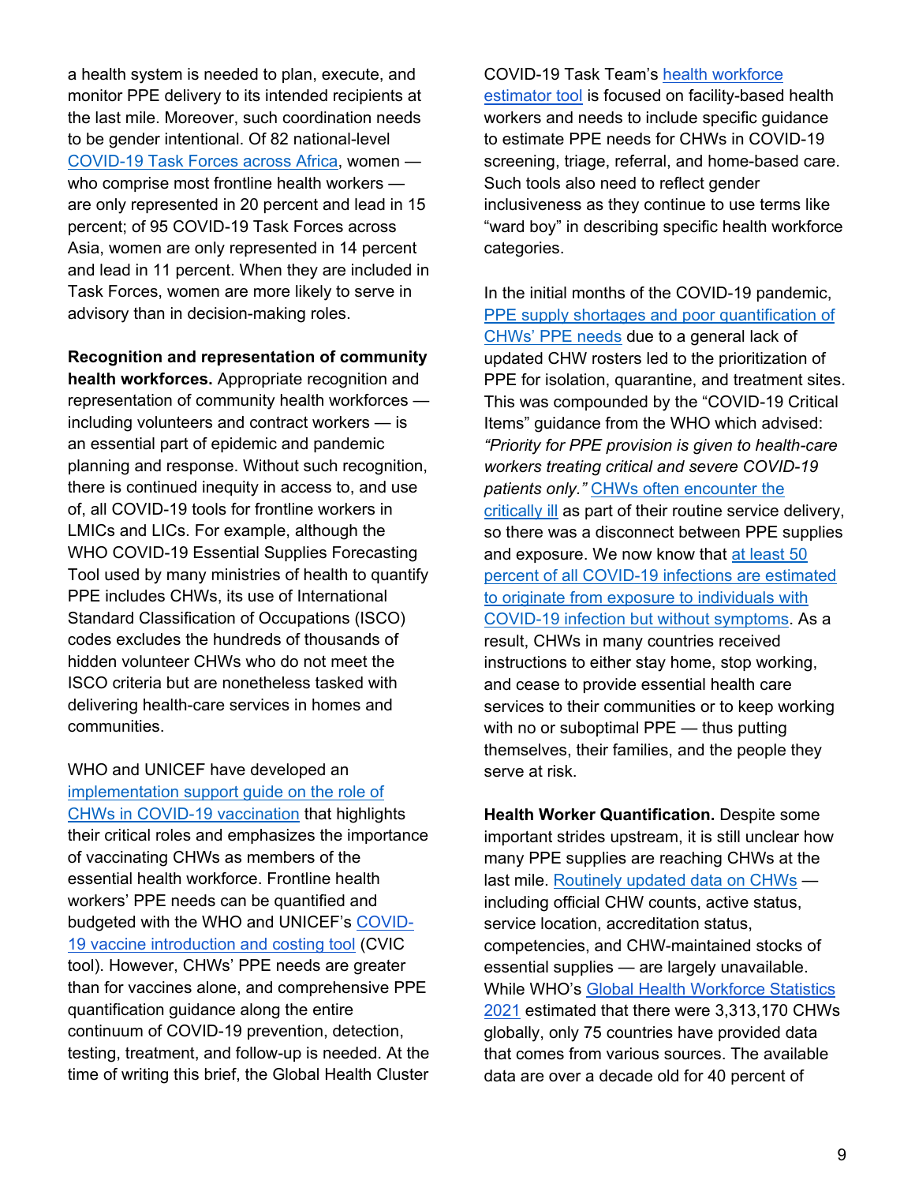a health system is needed to plan, execute, and monitor PPE delivery to its intended recipients at the last mile. Moreover, such coordination needs to be gender intentional. Of 82 national-level COVID-19 Task Forces across Africa, women — who comprise most frontline health workers — are only represented in 20 percent and lead in 15 percent; of 95 COVID-19 Task Forces across Asia, women are only represented in 14 percent and lead in 11 percent. When they are included in Task Forces, women are more likely to serve in advisory than in decision-making roles.

**Recognition and representation of community health workforces.** Appropriate recognition and representation of community health workforces — including volunteers and contract workers — is an essential part of epidemic and pandemic planning and response. Without such recognition, there is continued inequity in access to, and use of, all COVID-19 tools for frontline workers in LMICs and LICs. For example, although the WHO COVID-19 Essential Supplies Forecasting Tool used by many ministries of health to quantify PPE includes CHWs, its use of International Standard Classification of Occupations (ISCO) codes excludes the hundreds of thousands of hidden volunteer CHWs who do not meet the ISCO criteria but are nonetheless tasked with delivering health-care services in homes and communities.

WHO and UNICEF have developed an implementation support guide on the role of CHWs in COVID-19 vaccination that highlights their critical roles and emphasizes the importance of vaccinating CHWs as members of the essential health workforce. Frontline health workers' PPE needs can be quantified and budgeted with the WHO and UNICEF's COVID-19 vaccine introduction and costing tool (CVIC tool). However, CHWs' PPE needs are greater than for vaccines alone, and comprehensive PPE quantification guidance along the entire continuum of COVID-19 prevention, detection, testing, treatment, and follow-up is needed. At the time of writing this brief, the Global Health Cluster COVID-19 Task Team's health workforce estimator tool is focused on facility-based health workers and needs to include specific guidance to estimate PPE needs for CHWs in COVID-19 screening, triage, referral, and home-based care. Such tools also need to reflect gender inclusiveness as they continue to use terms like "ward boy" in describing specific health workforce categories.

In the initial months of the COVID-19 pandemic, PPE supply shortages and poor quantification of CHWs' PPE needs due to a general lack of updated CHW rosters led to the prioritization of PPE for isolation, quarantine, and treatment sites. This was compounded by the "COVID-19 Critical Items" guidance from the WHO which advised: *"Priority for PPE provision is given to health-care workers treating critical and severe COVID-19 patients only."* CHWs often encounter the critically ill as part of their routine service delivery, so there was a disconnect between PPE supplies and exposure. We now know that at least 50 percent of all COVID-19 infections are estimated to originate from exposure to individuals with COVID-19 infection but without symptoms. As a result, CHWs in many countries received instructions to either stay home, stop working, and cease to provide essential health care services to their communities or to keep working with no or suboptimal PPE — thus putting themselves, their families, and the people they serve at risk.

**Health Worker Quantification.** Despite some important strides upstream, it is still unclear how many PPE supplies are reaching CHWs at the last mile. Routinely updated data on CHWs — including official CHW counts, active status, service location, accreditation status, competencies, and CHW-maintained stocks of essential supplies — are largely unavailable. While WHO's Global Health Workforce Statistics 2021 estimated that there were 3,313,170 CHWs globally, only 75 countries have provided data that comes from various sources. The available data are over a decade old for 40 percent of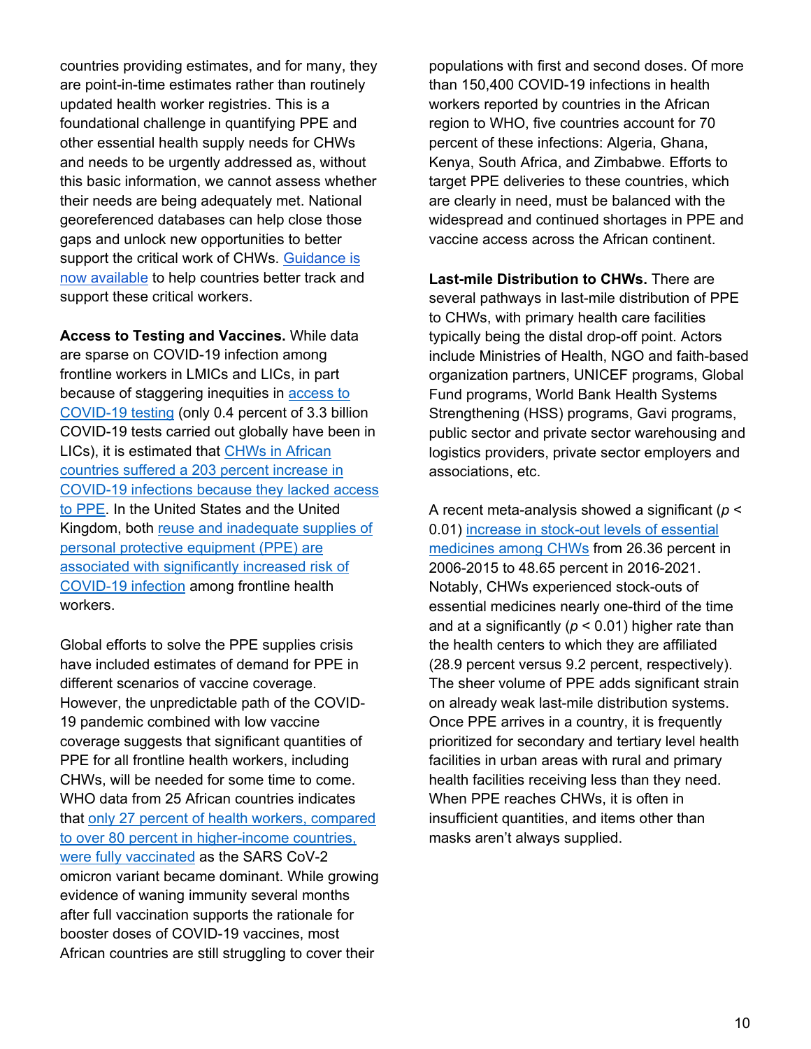countries providing estimates, and for many, they are point-in-time estimates rather than routinely updated health worker registries. This is a foundational challenge in quantifying PPE and other essential health supply needs for CHWs and needs to be urgently addressed as, without this basic information, we cannot assess whether their needs are being adequately met. National georeferenced databases can help close those gaps and unlock new opportunities to better support the critical work of CHWs. Guidance is now available to help countries better track and support these critical workers.

**Access to Testing and Vaccines.** While data are sparse on COVID-19 infection among frontline workers in LMICs and LICs, in part because of staggering inequities in access to COVID-19 testing (only 0.4 percent of 3.3 billion COVID-19 tests carried out globally have been in LICs), it is estimated that CHWs in African countries suffered a 203 percent increase in COVID-19 infections because they lacked access to PPE. In the United States and the United Kingdom, both reuse and inadequate supplies of personal protective equipment (PPE) are associated with significantly increased risk of COVID-19 infection among frontline health workers.

Global efforts to solve the PPE supplies crisis have included estimates of demand for PPE in different scenarios of vaccine coverage. However, the unpredictable path of the COVID-19 pandemic combined with low vaccine coverage suggests that significant quantities of PPE for all frontline health workers, including CHWs, will be needed for some time to come. WHO data from 25 African countries indicates that only 27 percent of health workers, compared to over 80 percent in higher-income countries, were fully vaccinated as the SARS CoV-2 omicron variant became dominant. While growing evidence of waning immunity several months after full vaccination supports the rationale for booster doses of COVID-19 vaccines, most African countries are still struggling to cover their populations with first and second doses. Of more than 150,400 COVID-19 infections in health workers reported by countries in the African region to WHO, five countries account for 70 percent of these infections: Algeria, Ghana, Kenya, South Africa, and Zimbabwe. Efforts to target PPE deliveries to these countries, which are clearly in need, must be balanced with the widespread and continued shortages in PPE and vaccine access across the African continent.

**Last-mile Distribution to CHWs.** There are several pathways in last-mile distribution of PPE to CHWs, with primary health care facilities typically being the distal drop-off point. Actors include Ministries of Health, NGO and faith-based organization partners, UNICEF programs, Global Fund programs, World Bank Health Systems Strengthening (HSS) programs, Gavi programs, public sector and private sector warehousing and logistics providers, private sector employers and associations, etc.

A recent meta-analysis showed a significant ($p < 0.01$) increase in stock-out levels of essential medicines among CHWs from 26.36 percent in 2006-2015 to 48.65 percent in 2016-2021. Notably, CHWs experienced stock-outs of essential medicines nearly one-third of the time and at a significantly ($p < 0.01$) higher rate than the health centers to which they are affiliated (28.9 percent versus 9.2 percent, respectively). The sheer volume of PPE adds significant strain on already weak last-mile distribution systems. Once PPE arrives in a country, it is frequently prioritized for secondary and tertiary level health facilities in urban areas with rural and primary health facilities receiving less than they need. When PPE reaches CHWs, it is often in insufficient quantities, and items other than masks aren't always supplied.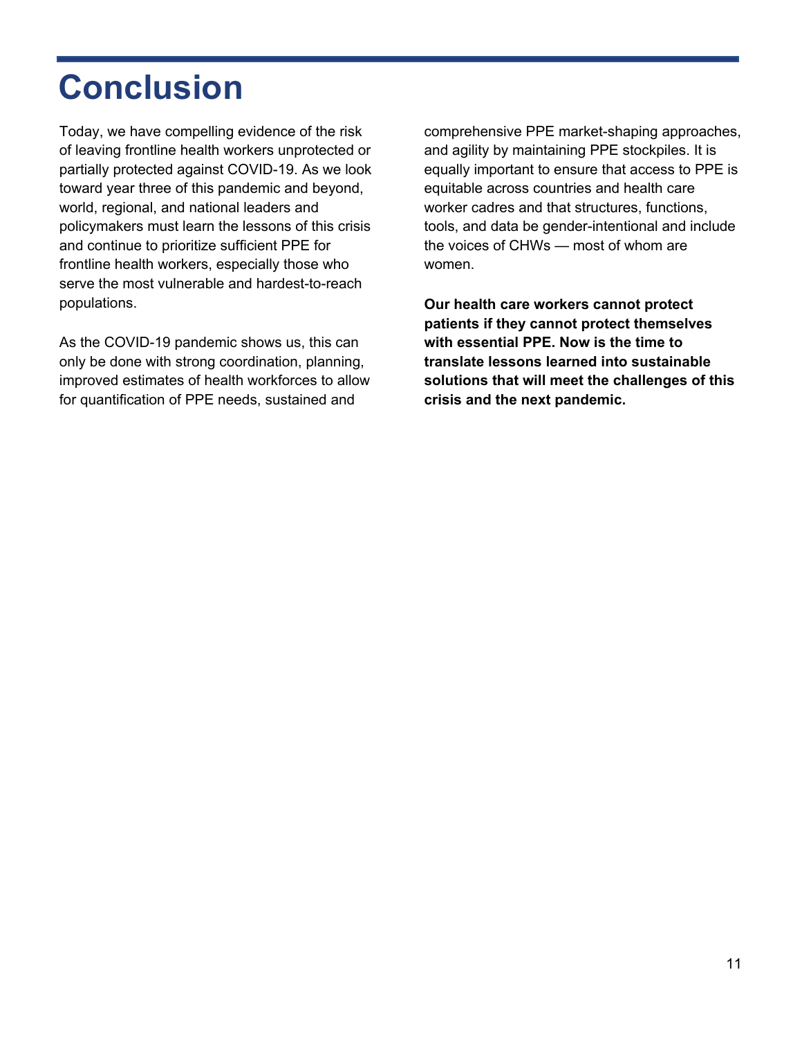# Conclusion

Today, we have compelling evidence of the risk of leaving frontline health workers unprotected or partially protected against COVID-19. As we look toward year three of this pandemic and beyond, world, regional, and national leaders and policymakers must learn the lessons of this crisis and continue to prioritize sufficient PPE for frontline health workers, especially those who serve the most vulnerable and hardest-to-reach populations.

As the COVID-19 pandemic shows us, this can only be done with strong coordination, planning, improved estimates of health workforces to allow for quantification of PPE needs, sustained and comprehensive PPE market-shaping approaches, and agility by maintaining PPE stockpiles. It is equally important to ensure that access to PPE is equitable across countries and health care worker cadres and that structures, functions, tools, and data be gender-intentional and include the voices of CHWs — most of whom are women.

**Our health care workers cannot protect patients if they cannot protect themselves with essential PPE. Now is the time to translate lessons learned into sustainable solutions that will meet the challenges of this crisis and the next pandemic.**